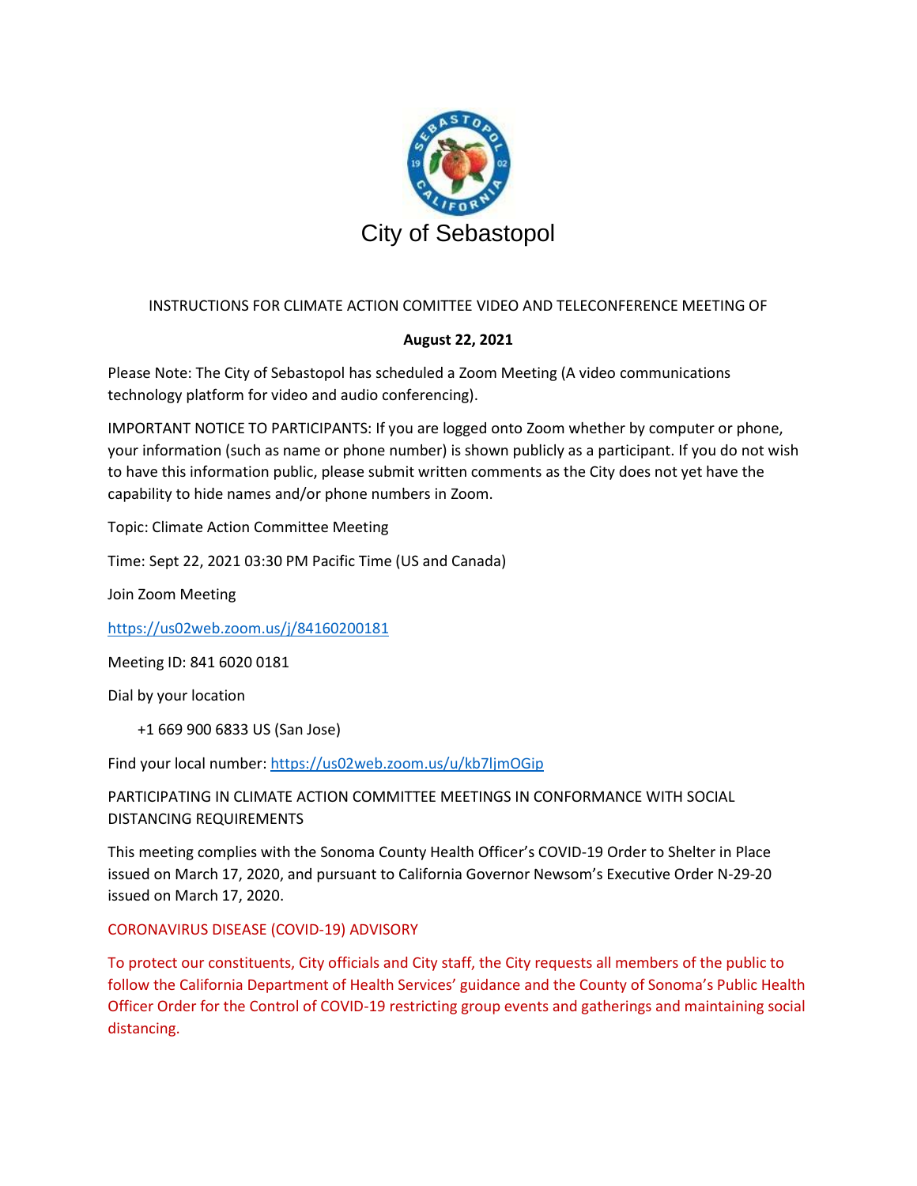# City of Sebastopol

INSTRUCTIONS FOR CLIMATE ACTION COMITTEE VIDEO AND TELECONFERENCE MEETING OF

**August 22, 2021**

Please Note: The City of Sebastopol has scheduled a Zoom Meeting (A video communications technology platform for video and audio conferencing).

IMPORTANT NOTICE TO PARTICIPANTS: If you are logged onto Zoom whether by computer or phone, your information (such as name or phone number) is shown publicly as a participant. If you do not wish to have this information public, please submit written comments as the City does not yet have the capability to hide names and/or phone numbers in Zoom.

Topic: Climate Action Committee Meeting

Time: Sept 22, 2021 03:30 PM Pacific Time (US and Canada)

Join Zoom Meeting

https://us02web.zoom.us/j/84160200181

Meeting ID: 841 6020 0181

Dial by your location

+1 669 900 6833 US (San Jose)

Find your local number: https://us02web.zoom.us/u/kb7ljmOGip

PARTICIPATING IN CLIMATE ACTION COMMITTEE MEETINGS IN CONFORMANCE WITH SOCIAL DISTANCING REQUIREMENTS

This meeting complies with the Sonoma County Health Officer's COVID-19 Order to Shelter in Place issued on March 17, 2020, and pursuant to California Governor Newsom's Executive Order N-29-20 issued on March 17, 2020.

CORONAVIRUS DISEASE (COVID-19) ADVISORY

To protect our constituents, City officials and City staff, the City requests all members of the public to follow the California Department of Health Services' guidance and the County of Sonoma's Public Health Officer Order for the Control of COVID-19 restricting group events and gatherings and maintaining social distancing.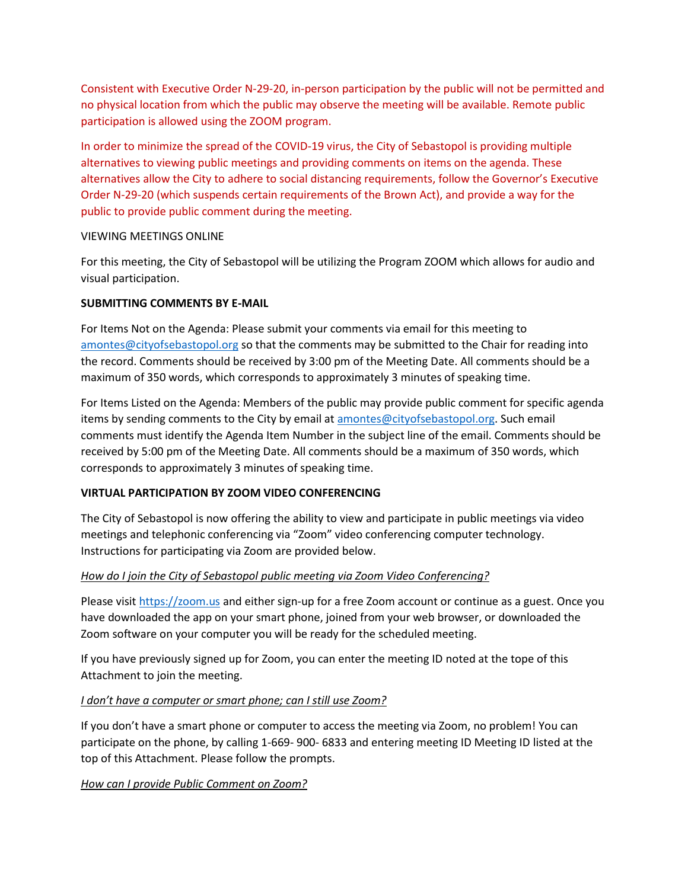Consistent with Executive Order N-29-20, in-person participation by the public will not be permitted and no physical location from which the public may observe the meeting will be available. Remote public participation is allowed using the ZOOM program.

In order to minimize the spread of the COVID-19 virus, the City of Sebastopol is providing multiple alternatives to viewing public meetings and providing comments on items on the agenda. These alternatives allow the City to adhere to social distancing requirements, follow the Governor's Executive Order N-29-20 (which suspends certain requirements of the Brown Act), and provide a way for the public to provide public comment during the meeting.

VIEWING MEETINGS ONLINE

For this meeting, the City of Sebastopol will be utilizing the Program ZOOM which allows for audio and visual participation.

**SUBMITTING COMMENTS BY E-MAIL**

For Items Not on the Agenda: Please submit your comments via email for this meeting to amontes@cityofsebastopol.org so that the comments may be submitted to the Chair for reading into the record. Comments should be received by 3:00 pm of the Meeting Date. All comments should be a maximum of 350 words, which corresponds to approximately 3 minutes of speaking time.

For Items Listed on the Agenda: Members of the public may provide public comment for specific agenda items by sending comments to the City by email at amontes@cityofsebastopol.org. Such email comments must identify the Agenda Item Number in the subject line of the email. Comments should be received by 5:00 pm of the Meeting Date. All comments should be a maximum of 350 words, which corresponds to approximately 3 minutes of speaking time.

**VIRTUAL PARTICIPATION BY ZOOM VIDEO CONFERENCING**

The City of Sebastopol is now offering the ability to view and participate in public meetings via video meetings and telephonic conferencing via "Zoom" video conferencing computer technology. Instructions for participating via Zoom are provided below.

*How do I join the City of Sebastopol public meeting via Zoom Video Conferencing?*

Please visit https://zoom.us and either sign-up for a free Zoom account or continue as a guest. Once you have downloaded the app on your smart phone, joined from your web browser, or downloaded the Zoom software on your computer you will be ready for the scheduled meeting.

If you have previously signed up for Zoom, you can enter the meeting ID noted at the tope of this Attachment to join the meeting.

*I don't have a computer or smart phone; can I still use Zoom?*

If you don't have a smart phone or computer to access the meeting via Zoom, no problem! You can participate on the phone, by calling 1-669- 900- 6833 and entering meeting ID Meeting ID listed at the top of this Attachment. Please follow the prompts.

*How can I provide Public Comment on Zoom?*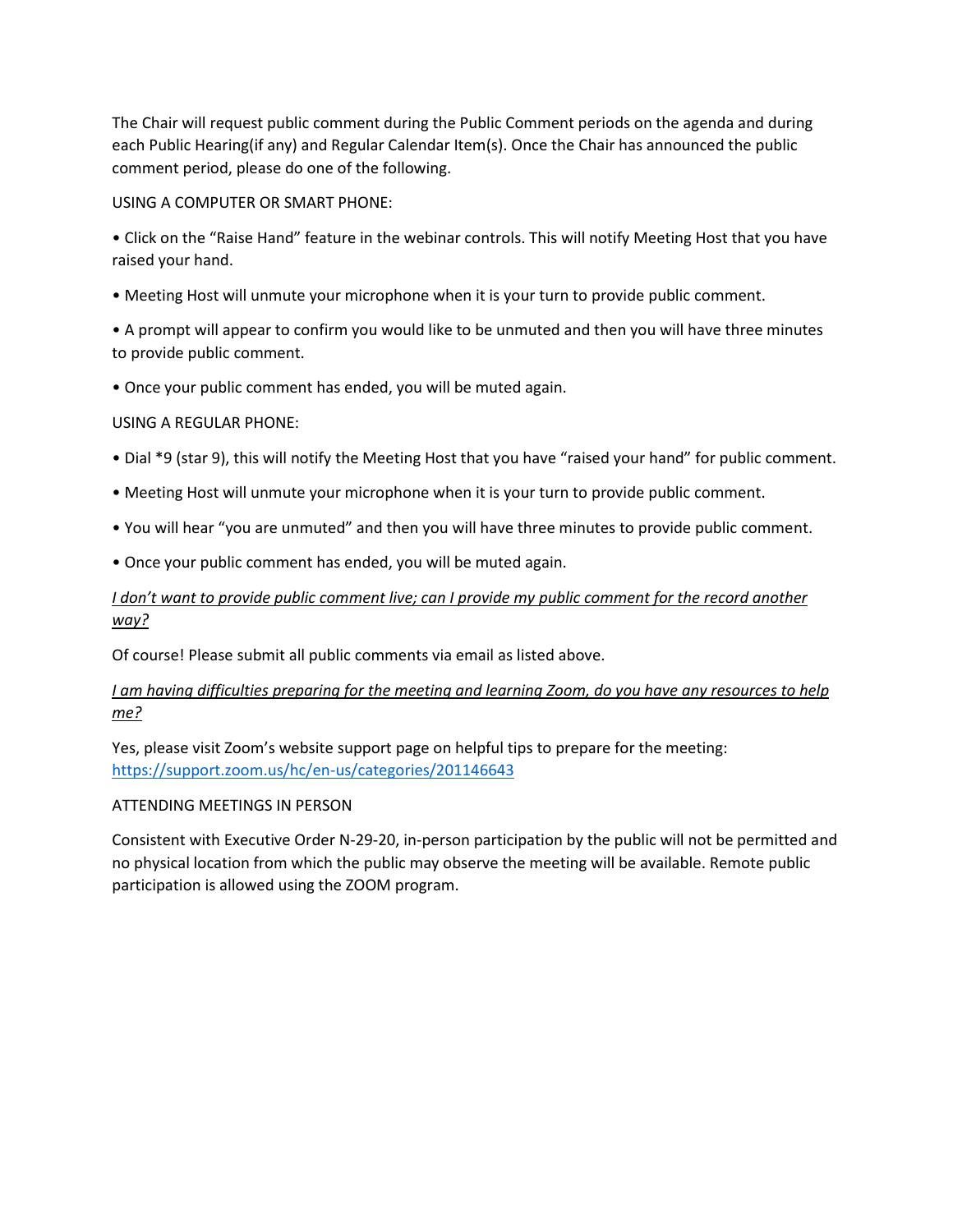The Chair will request public comment during the Public Comment periods on the agenda and during each Public Hearing(if any) and Regular Calendar Item(s). Once the Chair has announced the public comment period, please do one of the following.

USING A COMPUTER OR SMART PHONE:

- Click on the "Raise Hand" feature in the webinar controls. This will notify Meeting Host that you have raised your hand.
- Meeting Host will unmute your microphone when it is your turn to provide public comment.
- A prompt will appear to confirm you would like to be unmuted and then you will have three minutes to provide public comment.
- Once your public comment has ended, you will be muted again.

USING A REGULAR PHONE:

- Dial *9 (star 9), this will notify the Meeting Host that you have "raised your hand" for public comment.
- Meeting Host will unmute your microphone when it is your turn to provide public comment.
- You will hear "you are unmuted" and then you will have three minutes to provide public comment.
- Once your public comment has ended, you will be muted again.

*I don't want to provide public comment live; can I provide my public comment for the record another way?*

Of course! Please submit all public comments via email as listed above.

*I am having difficulties preparing for the meeting and learning Zoom, do you have any resources to help me?*

Yes, please visit Zoom's website support page on helpful tips to prepare for the meeting: https://support.zoom.us/hc/en-us/categories/201146643

ATTENDING MEETINGS IN PERSON

Consistent with Executive Order N-29-20, in-person participation by the public will not be permitted and no physical location from which the public may observe the meeting will be available. Remote public participation is allowed using the ZOOM program.